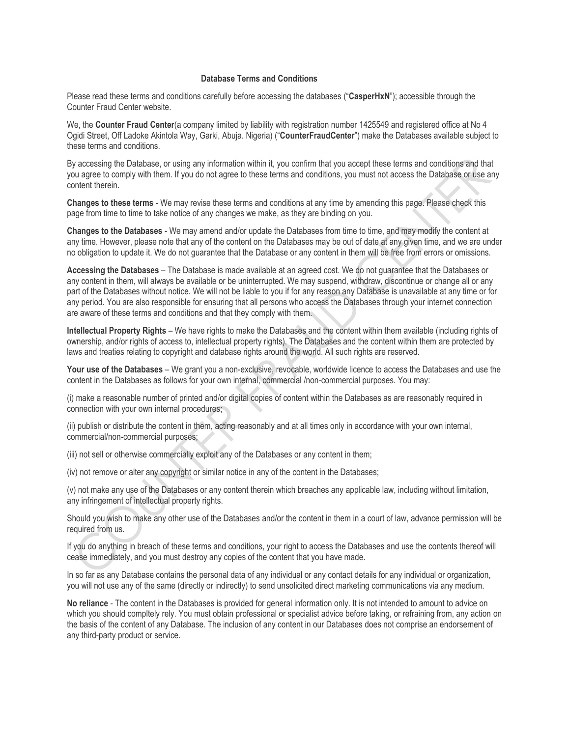**Database Terms and Conditions**

Please read these terms and conditions carefully before accessing the databases ("**CasperHxN**"); accessible through the Counter Fraud Center website.

We, the **Counter Fraud Center**(a company limited by liability with registration number 1425549 and registered office at No 4 Ogidi Street, Off Ladoke Akintola Way, Garki, Abuja. Nigeria) ("**CounterFraudCenter**") make the Databases available subject to these terms and conditions.

By accessing the Database, or using any information within it, you confirm that you accept these terms and conditions and that you agree to comply with them. If you do not agree to these terms and conditions, you must not access the Database or use any content therein.

**Changes to these terms** - We may revise these terms and conditions at any time by amending this page. Please check this page from time to time to take notice of any changes we make, as they are binding on you.

**Changes to the Databases** - We may amend and/or update the Databases from time to time, and may modify the content at any time. However, please note that any of the content on the Databases may be out of date at any given time, and we are under no obligation to update it. We do not guarantee that the Database or any content in them will be free from errors or omissions.

**Accessing the Databases** – The Database is made available at an agreed cost. We do not guarantee that the Databases or any content in them, will always be available or be uninterrupted. We may suspend, withdraw, discontinue or change all or any part of the Databases without notice. We will not be liable to you if for any reason any Database is unavailable at any time or for any period. You are also responsible for ensuring that all persons who access the Databases through your internet connection are aware of these terms and conditions and that they comply with them.

**Intellectual Property Rights** – We have rights to make the Databases and the content within them available (including rights of ownership, and/or rights of access to, intellectual property rights). The Databases and the content within them are protected by laws and treaties relating to copyright and database rights around the world. All such rights are reserved.

**Your use of the Databases** – We grant you a non-exclusive, revocable, worldwide licence to access the Databases and use the content in the Databases as follows for your own internal, commercial /non-commercial purposes. You may:

(i) make a reasonable number of printed and/or digital copies of content within the Databases as are reasonably required in connection with your own internal procedures;

(ii) publish or distribute the content in them, acting reasonably and at all times only in accordance with your own internal, commercial/non-commercial purposes;

(iii) not sell or otherwise commercially exploit any of the Databases or any content in them;

(iv) not remove or alter any copyright or similar notice in any of the content in the Databases;

(v) not make any use of the Databases or any content therein which breaches any applicable law, including without limitation, any infringement of intellectual property rights.

Should you wish to make any other use of the Databases and/or the content in them in a court of law, advance permission will be required from us.

If you do anything in breach of these terms and conditions, your right to access the Databases and use the contents thereof will cease immediately, and you must destroy any copies of the content that you have made.

In so far as any Database contains the personal data of any individual or any contact details for any individual or organization, you will not use any of the same (directly or indirectly) to send unsolicited direct marketing communications via any medium.

**No reliance** - The content in the Databases is provided for general information only. It is not intended to amount to advice on which you should compltely rely. You must obtain professional or specialist advice before taking, or refraining from, any action on the basis of the content of any Database. The inclusion of any content in our Databases does not comprise an endorsement of any third-party product or service.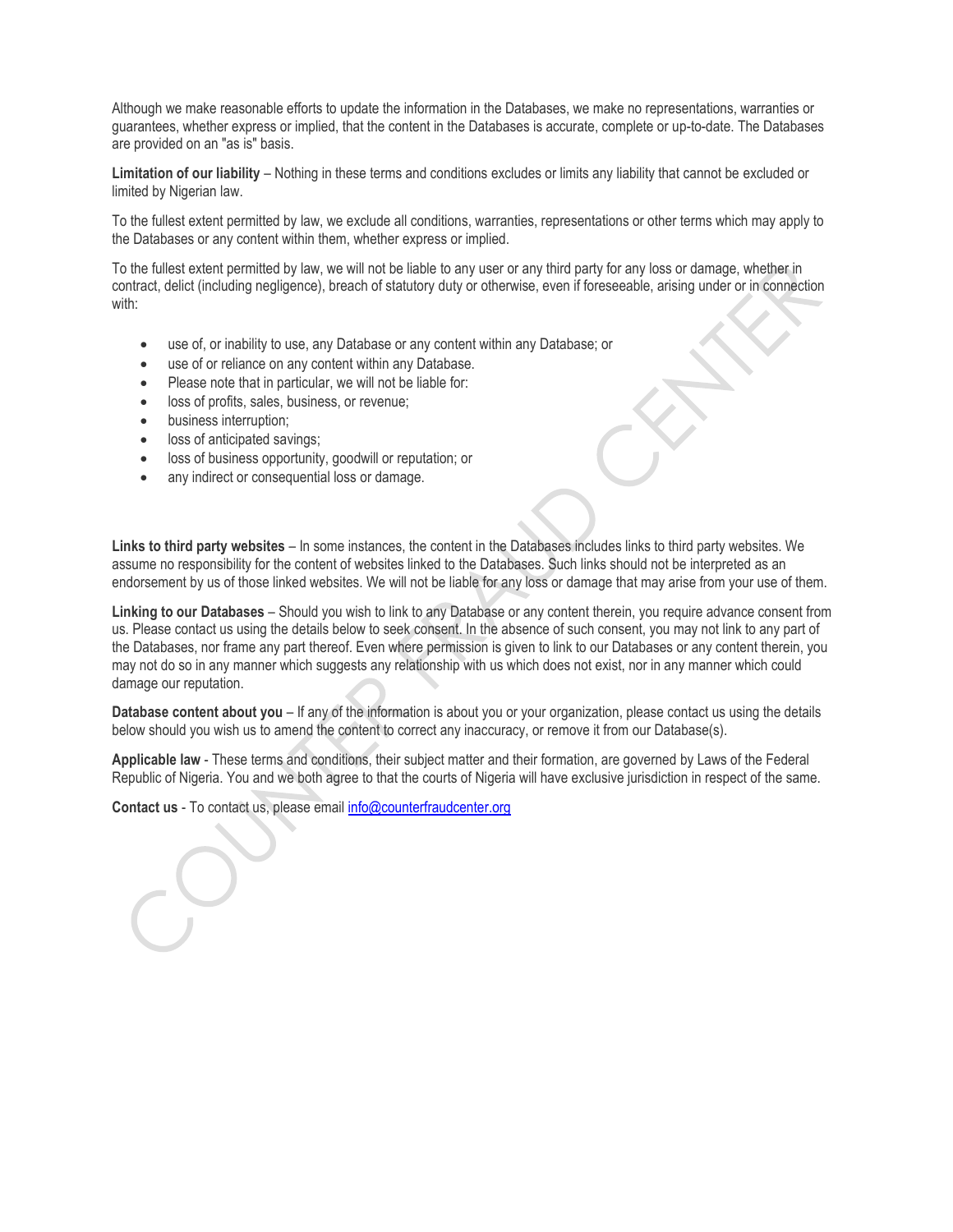Although we make reasonable efforts to update the information in the Databases, we make no representations, warranties or guarantees, whether express or implied, that the content in the Databases is accurate, complete or up-to-date. The Databases are provided on an "as is" basis.

**Limitation of our liability** – Nothing in these terms and conditions excludes or limits any liability that cannot be excluded or limited by Nigerian law.

To the fullest extent permitted by law, we exclude all conditions, warranties, representations or other terms which may apply to the Databases or any content within them, whether express or implied.

To the fullest extent permitted by law, we will not be liable to any user or any third party for any loss or damage, whether in contract, delict (including negligence), breach of statutory duty or otherwise, even if foreseeable, arising under or in connection with:

- use of, or inability to use, any Database or any content within any Database; or
- use of or reliance on any content within any Database.
- Please note that in particular, we will not be liable for:
- loss of profits, sales, business, or revenue;
- business interruption;
- loss of anticipated savings;
- loss of business opportunity, goodwill or reputation; or
- any indirect or consequential loss or damage.

**Links to third party websites** – In some instances, the content in the Databases includes links to third party websites. We assume no responsibility for the content of websites linked to the Databases. Such links should not be interpreted as an endorsement by us of those linked websites. We will not be liable for any loss or damage that may arise from your use of them.

**Linking to our Databases** – Should you wish to link to any Database or any content therein, you require advance consent from us. Please contact us using the details below to seek consent. In the absence of such consent, you may not link to any part of the Databases, nor frame any part thereof. Even where permission is given to link to our Databases or any content therein, you may not do so in any manner which suggests any relationship with us which does not exist, nor in any manner which could damage our reputation.

**Database content about you** – If any of the information is about you or your organization, please contact us using the details below should you wish us to amend the content to correct any inaccuracy, or remove it from our Database(s).

**Applicable law** - These terms and conditions, their subject matter and their formation, are governed by Laws of the Federal Republic of Nigeria. You and we both agree to that the courts of Nigeria will have exclusive jurisdiction in respect of the same.

**Contact us** - To contact us, please email info@counterfraudcenter.org